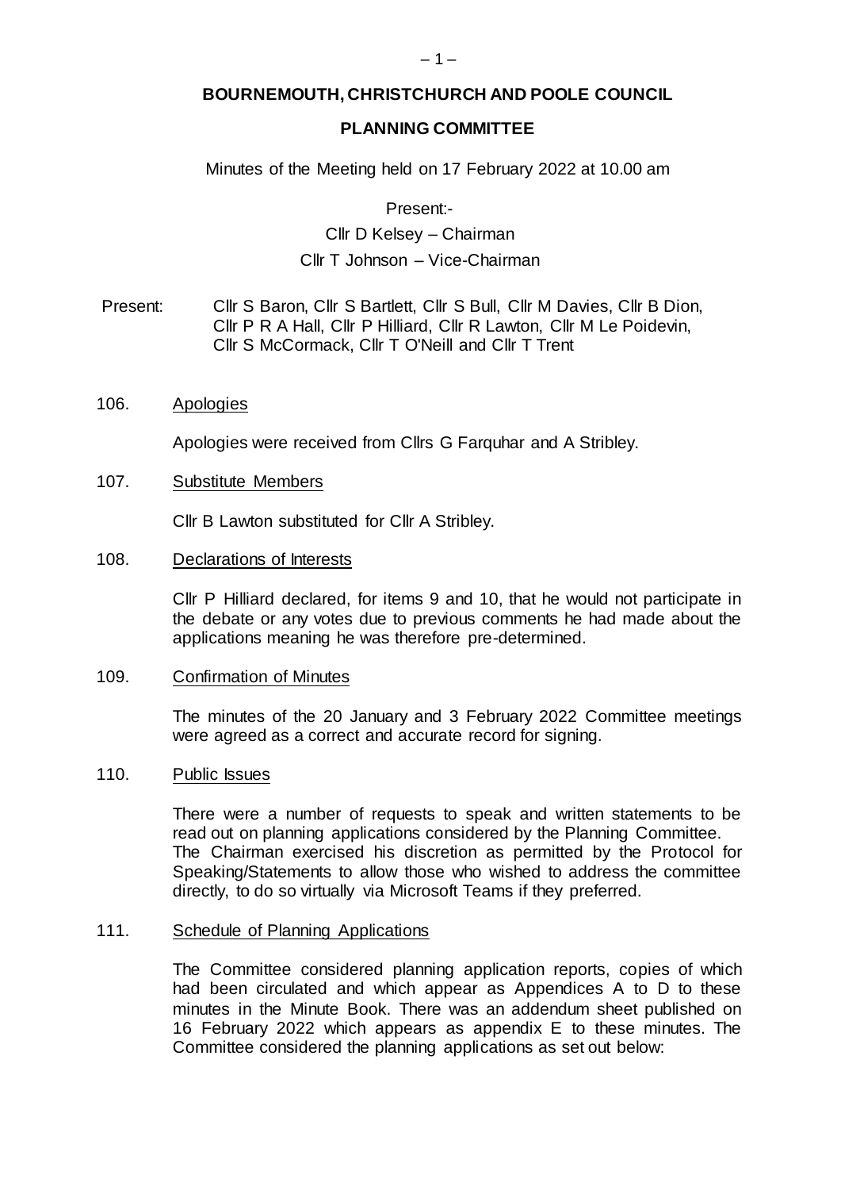# BOURNEMOUTH, CHRISTCHURCH AND POOLE COUNCIL

## PLANNING COMMITTEE

Minutes of the Meeting held on 17 February 2022 at 10.00 am

Present:-

Cllr D Kelsey – Chairman

Cllr T Johnson – Vice-Chairman

Present: Cllr S Baron, Cllr S Bartlett, Cllr S Bull, Cllr M Davies, Cllr B Dion, Cllr P R A Hall, Cllr P Hilliard, Cllr R Lawton, Cllr M Le Poidevin, Cllr S McCormack, Cllr T O'Neill and Cllr T Trent

106. Apologies

Apologies were received from Cllrs G Farquhar and A Stribley.

107. Substitute Members

Cllr B Lawton substituted for Cllr A Stribley.

108. Declarations of Interests

Cllr P Hilliard declared, for items 9 and 10, that he would not participate in the debate or any votes due to previous comments he had made about the applications meaning he was therefore pre-determined.

109. Confirmation of Minutes

The minutes of the 20 January and 3 February 2022 Committee meetings were agreed as a correct and accurate record for signing.

110. Public Issues

There were a number of requests to speak and written statements to be read out on planning applications considered by the Planning Committee. The Chairman exercised his discretion as permitted by the Protocol for Speaking/Statements to allow those who wished to address the committee directly, to do so virtually via Microsoft Teams if they preferred.

111. Schedule of Planning Applications

The Committee considered planning application reports, copies of which had been circulated and which appear as Appendices A to D to these minutes in the Minute Book. There was an addendum sheet published on 16 February 2022 which appears as appendix E to these minutes. The Committee considered the planning applications as set out below: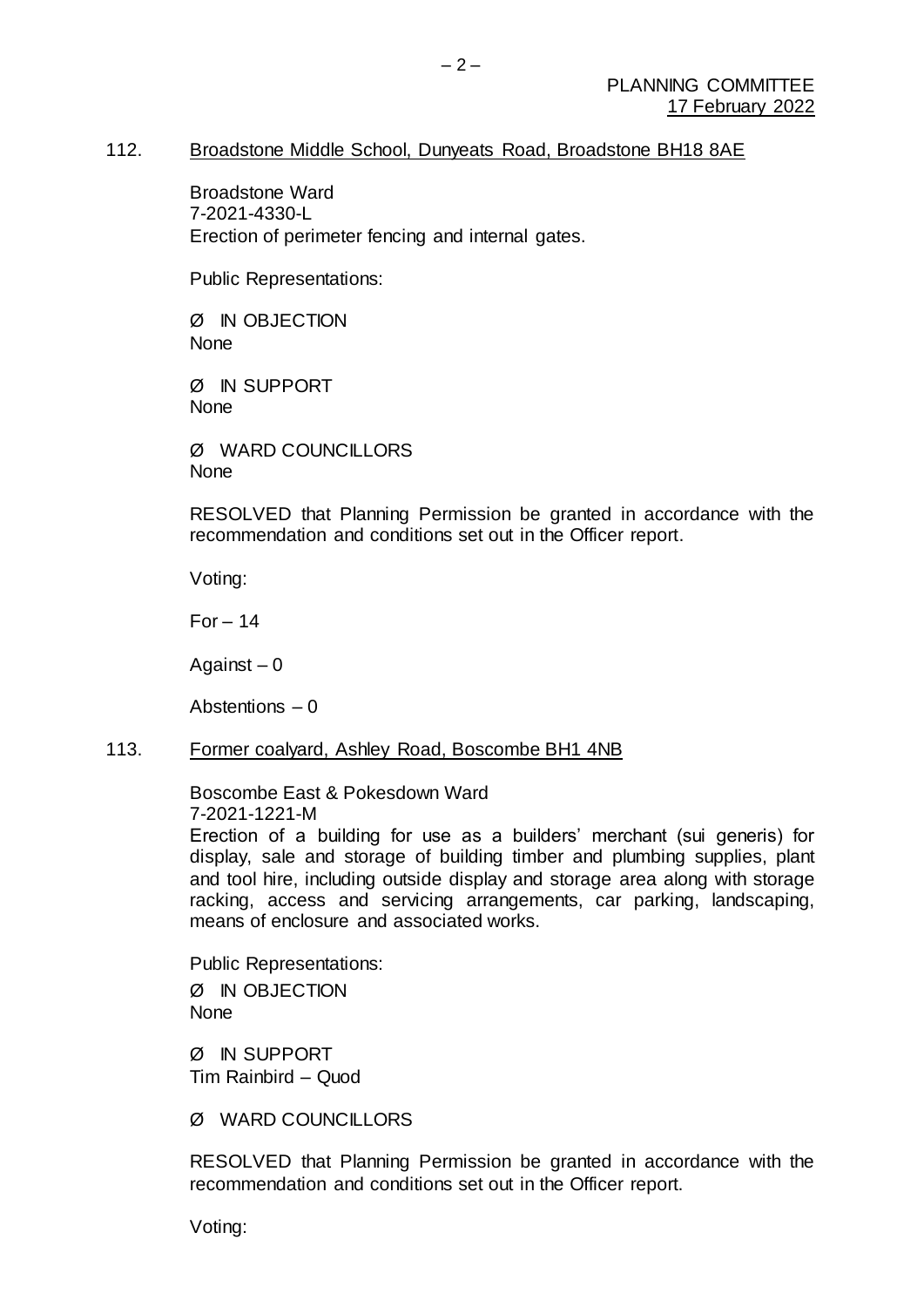112. <u>Broadstone Middle School, Dunyeats Road, Broadstone BH18 8AE</u>

Broadstone Ward
7-2021-4330-L
Erection of perimeter fencing and internal gates.

Public Representations:

Ø IN OBJECTION
None

Ø IN SUPPORT
None

Ø WARD COUNCILLORS
None

RESOLVED that Planning Permission be granted in accordance with the recommendation and conditions set out in the Officer report.

Voting:

For – 14

Against – 0

Abstentions – 0

113. <u>Former coalyard, Ashley Road, Boscombe BH1 4NB</u>

Boscombe East & Pokesdown Ward
7-2021-1221-M
Erection of a building for use as a builders' merchant (sui generis) for display, sale and storage of building timber and plumbing supplies, plant and tool hire, including outside display and storage area along with storage racking, access and servicing arrangements, car parking, landscaping, means of enclosure and associated works.

Public Representations:

Ø IN OBJECTION
None

Ø IN SUPPORT
Tim Rainbird – Quod

Ø WARD COUNCILLORS

RESOLVED that Planning Permission be granted in accordance with the recommendation and conditions set out in the Officer report.

Voting: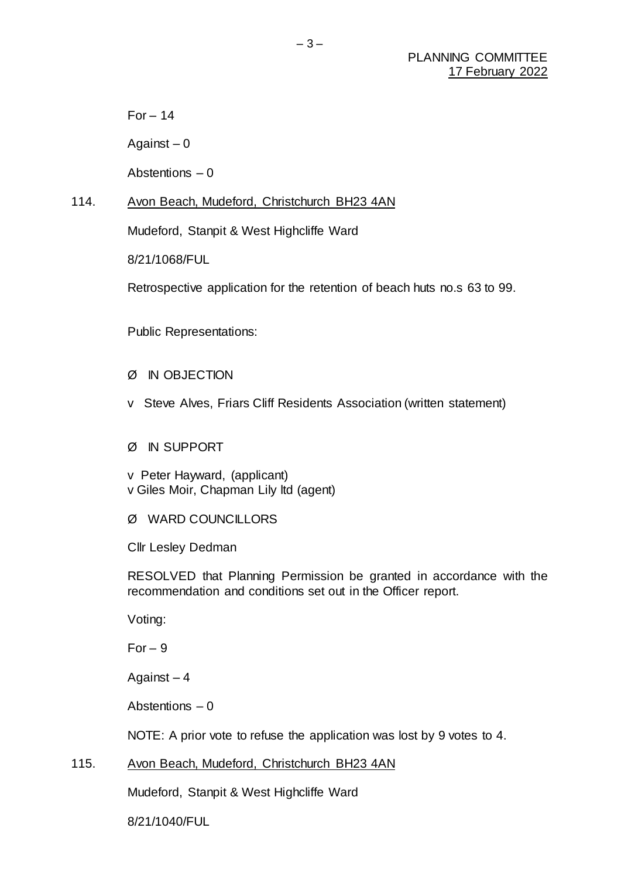For – 14

Against – 0

Abstentions – 0

114. Avon Beach, Mudeford, Christchurch BH23 4AN

Mudeford, Stanpit & West Highcliffe Ward

8/21/1068/FUL

Retrospective application for the retention of beach huts no.s 63 to 99.

Public Representations:

- IN OBJECTION

  - Steve Alves, Friars Cliff Residents Association (written statement)

- IN SUPPORT

  - Peter Hayward, (applicant)
  - Giles Moir, Chapman Lily ltd (agent)

- WARD COUNCILLORS

Cllr Lesley Dedman

RESOLVED that Planning Permission be granted in accordance with the recommendation and conditions set out in the Officer report.

Voting:

For – 9

Against – 4

Abstentions – 0

NOTE: A prior vote to refuse the application was lost by 9 votes to 4.

115. Avon Beach, Mudeford, Christchurch BH23 4AN

Mudeford, Stanpit & West Highcliffe Ward

8/21/1040/FUL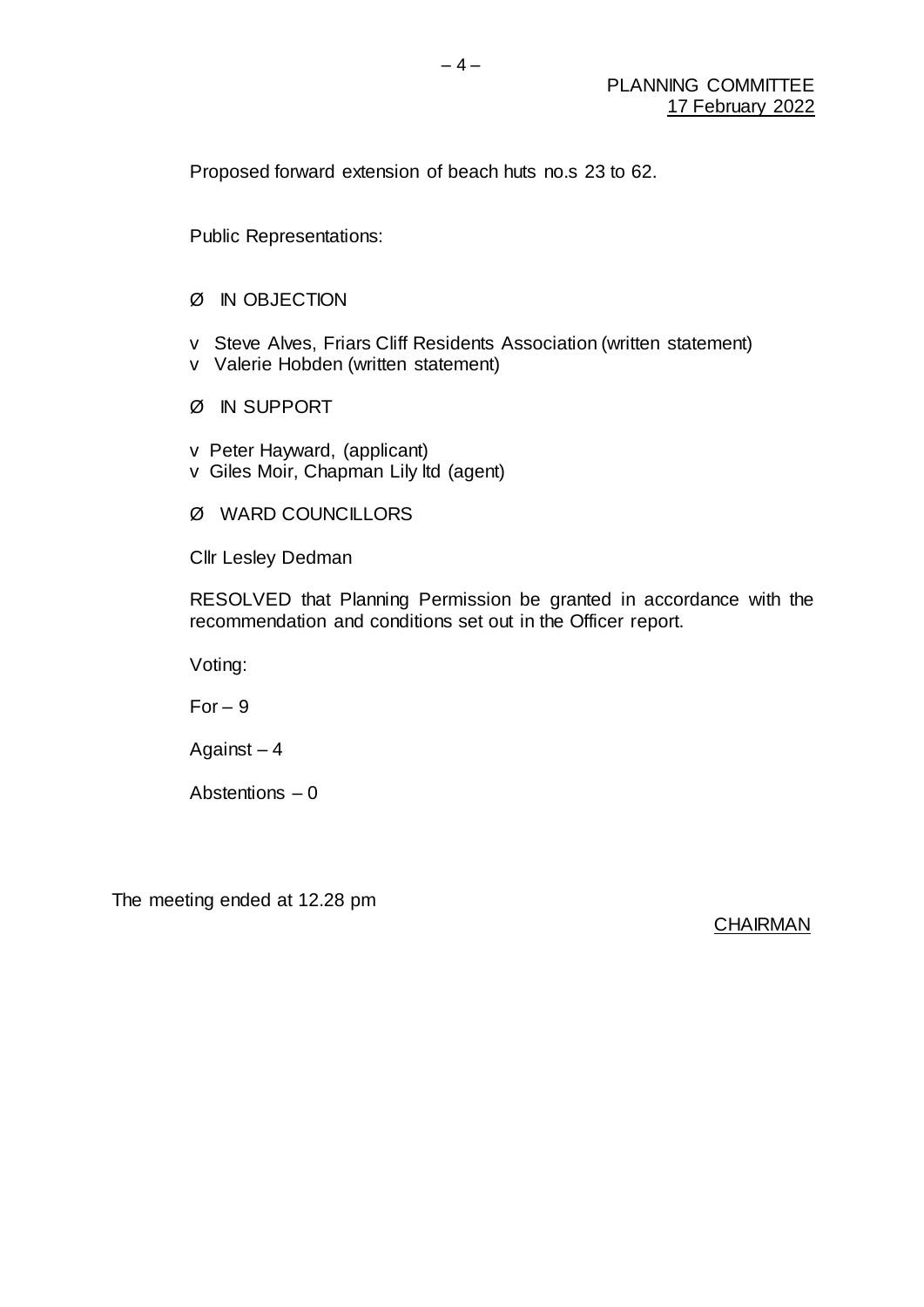Proposed forward extension of beach huts no.s 23 to 62.

Public Representations:

- IN OBJECTION
  - Steve Alves, Friars Cliff Residents Association (written statement)
  - Valerie Hobden (written statement)

- IN SUPPORT
  - Peter Hayward, (applicant)
  - Giles Moir, Chapman Lily ltd (agent)

- WARD COUNCILLORS

Cllr Lesley Dedman

RESOLVED that Planning Permission be granted in accordance with the recommendation and conditions set out in the Officer report.

Voting:

For – 9

Against – 4

Abstentions – 0

The meeting ended at 12.28 pm

CHAIRMAN